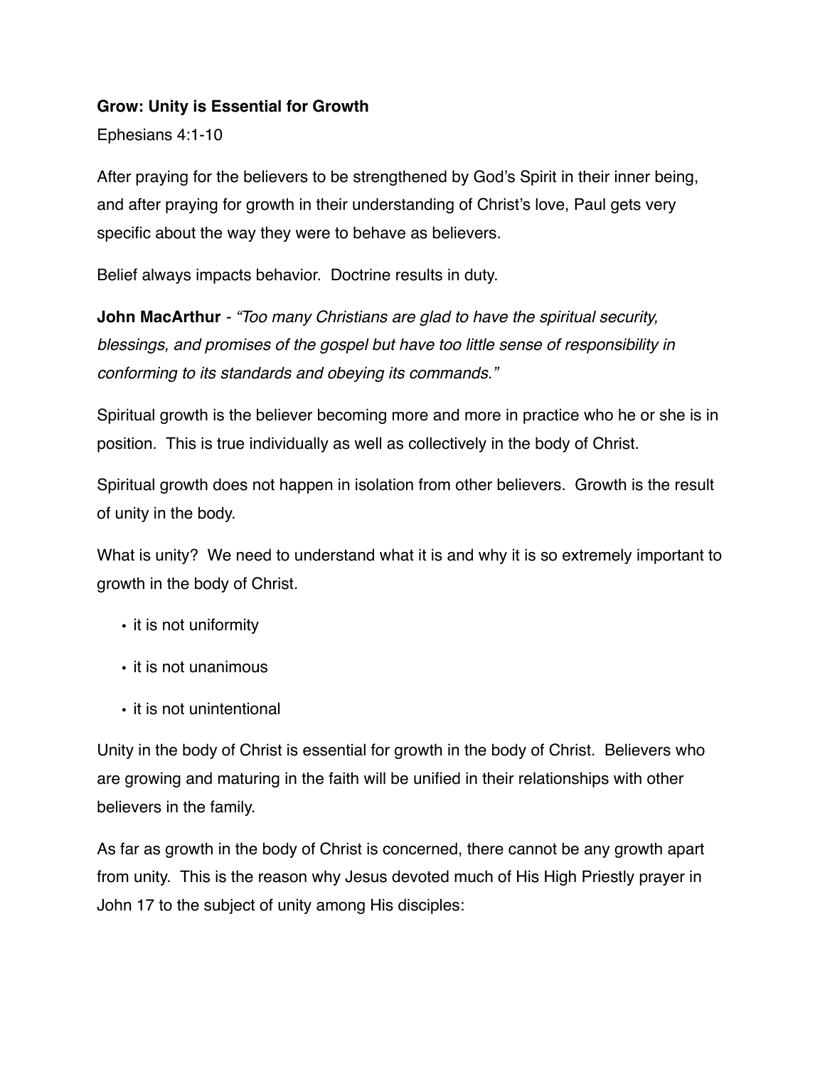**Grow: Unity is Essential for Growth**

Ephesians 4:1-10

After praying for the believers to be strengthened by God's Spirit in their inner being, and after praying for growth in their understanding of Christ's love, Paul gets very specific about the way they were to behave as believers.

Belief always impacts behavior. Doctrine results in duty.

**John MacArthur** - *"Too many Christians are glad to have the spiritual security, blessings, and promises of the gospel but have too little sense of responsibility in conforming to its standards and obeying its commands."*

Spiritual growth is the believer becoming more and more in practice who he or she is in position. This is true individually as well as collectively in the body of Christ.

Spiritual growth does not happen in isolation from other believers. Growth is the result of unity in the body.

What is unity? We need to understand what it is and why it is so extremely important to growth in the body of Christ.

- it is not uniformity
- it is not unanimous
- it is not unintentional

Unity in the body of Christ is essential for growth in the body of Christ. Believers who are growing and maturing in the faith will be unified in their relationships with other believers in the family.

As far as growth in the body of Christ is concerned, there cannot be any growth apart from unity. This is the reason why Jesus devoted much of His High Priestly prayer in John 17 to the subject of unity among His disciples: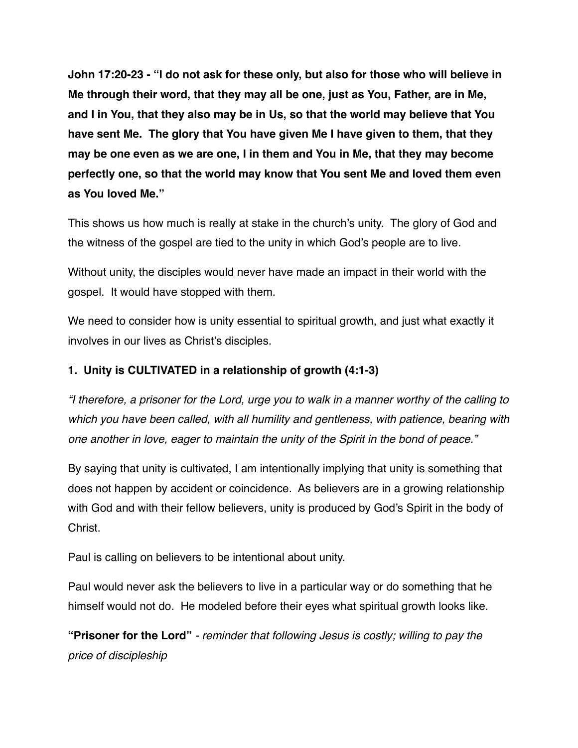**John 17:20-23 - "I do not ask for these only, but also for those who will believe in Me through their word, that they may all be one, just as You, Father, are in Me, and I in You, that they also may be in Us, so that the world may believe that You have sent Me. The glory that You have given Me I have given to them, that they may be one even as we are one, I in them and You in Me, that they may become perfectly one, so that the world may know that You sent Me and loved them even as You loved Me."**

This shows us how much is really at stake in the church's unity. The glory of God and the witness of the gospel are tied to the unity in which God's people are to live.

Without unity, the disciples would never have made an impact in their world with the gospel. It would have stopped with them.

We need to consider how is unity essential to spiritual growth, and just what exactly it involves in our lives as Christ's disciples.

**1. Unity is CULTIVATED in a relationship of growth (4:1-3)**

*"I therefore, a prisoner for the Lord, urge you to walk in a manner worthy of the calling to which you have been called, with all humility and gentleness, with patience, bearing with one another in love, eager to maintain the unity of the Spirit in the bond of peace."*

By saying that unity is cultivated, I am intentionally implying that unity is something that does not happen by accident or coincidence. As believers are in a growing relationship with God and with their fellow believers, unity is produced by God's Spirit in the body of Christ.

Paul is calling on believers to be intentional about unity.

Paul would never ask the believers to live in a particular way or do something that he himself would not do. He modeled before their eyes what spiritual growth looks like.

**"Prisoner for the Lord"** *- reminder that following Jesus is costly; willing to pay the price of discipleship*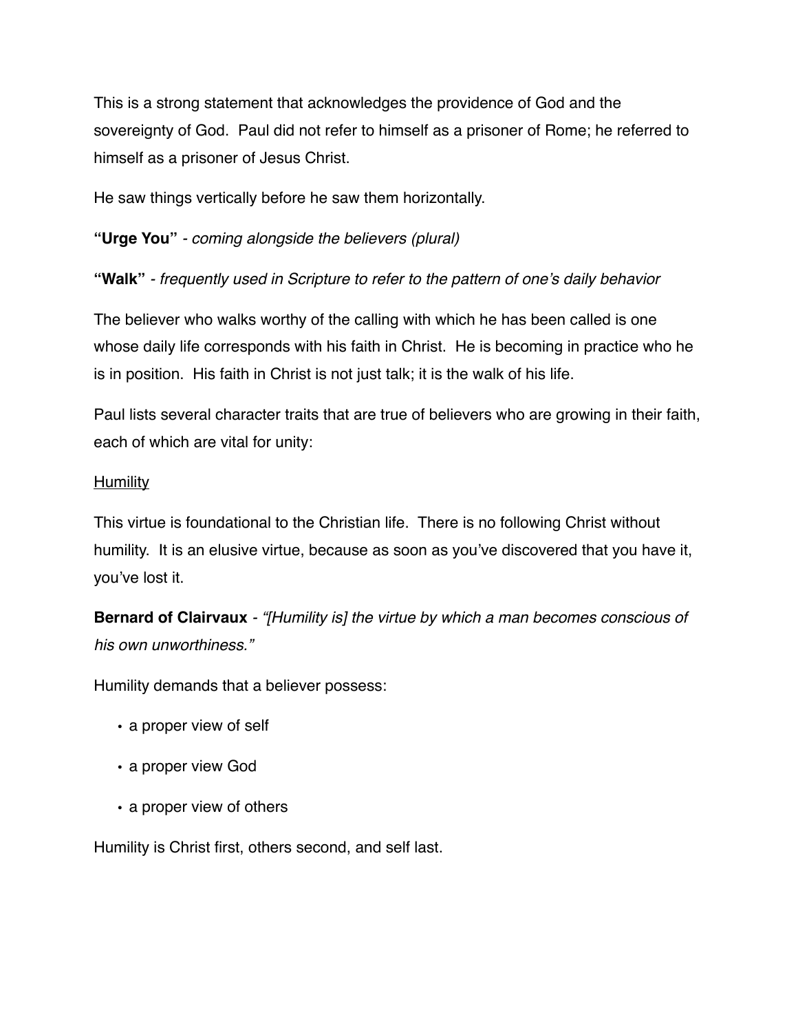This is a strong statement that acknowledges the providence of God and the sovereignty of God. Paul did not refer to himself as a prisoner of Rome; he referred to himself as a prisoner of Jesus Christ.

He saw things vertically before he saw them horizontally.

**"Urge You"** - *coming alongside the believers (plural)*

**"Walk"** - *frequently used in Scripture to refer to the pattern of one's daily behavior*

The believer who walks worthy of the calling with which he has been called is one whose daily life corresponds with his faith in Christ. He is becoming in practice who he is in position. His faith in Christ is not just talk; it is the walk of his life.

Paul lists several character traits that are true of believers who are growing in their faith, each of which are vital for unity:

<u>Humility</u>

This virtue is foundational to the Christian life. There is no following Christ without humility. It is an elusive virtue, because as soon as you've discovered that you have it, you've lost it.

**Bernard of Clairvaux** - *"[Humility is] the virtue by which a man becomes conscious of his own unworthiness."*

Humility demands that a believer possess:

- a proper view of self
- a proper view God
- a proper view of others

Humility is Christ first, others second, and self last.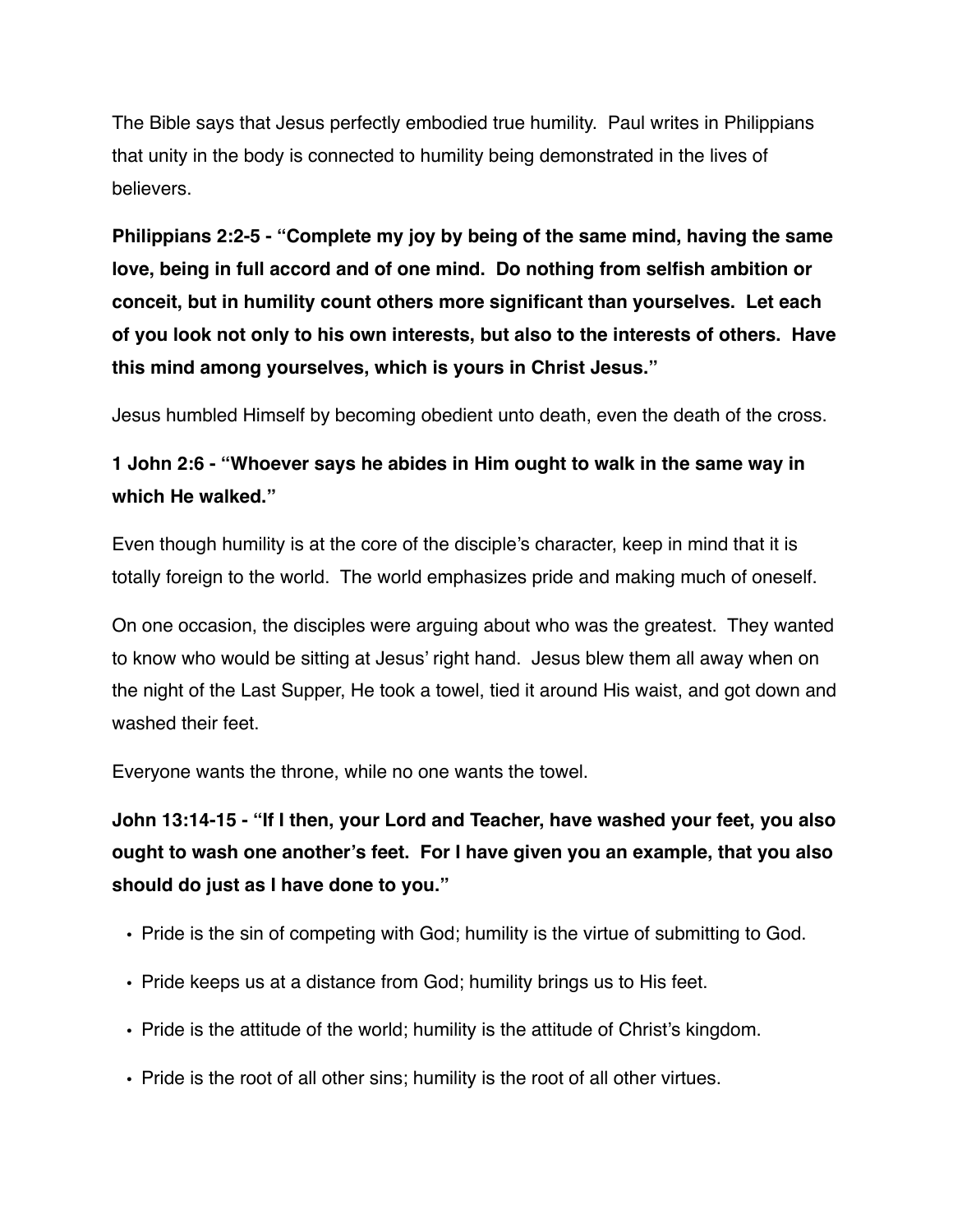The Bible says that Jesus perfectly embodied true humility.  Paul writes in Philippians that unity in the body is connected to humility being demonstrated in the lives of believers.

**Philippians 2:2-5 - "Complete my joy by being of the same mind, having the same love, being in full accord and of one mind.  Do nothing from selfish ambition or conceit, but in humility count others more significant than yourselves.  Let each of you look not only to his own interests, but also to the interests of others.  Have this mind among yourselves, which is yours in Christ Jesus."**

Jesus humbled Himself by becoming obedient unto death, even the death of the cross.

**1 John 2:6 - "Whoever says he abides in Him ought to walk in the same way in which He walked."**

Even though humility is at the core of the disciple's character, keep in mind that it is totally foreign to the world.  The world emphasizes pride and making much of oneself.

On one occasion, the disciples were arguing about who was the greatest.  They wanted to know who would be sitting at Jesus' right hand.  Jesus blew them all away when on the night of the Last Supper, He took a towel, tied it around His waist, and got down and washed their feet.

Everyone wants the throne, while no one wants the towel.

**John 13:14-15 - "If I then, your Lord and Teacher, have washed your feet, you also ought to wash one another's feet.  For I have given you an example, that you also should do just as I have done to you."**

- Pride is the sin of competing with God; humility is the virtue of submitting to God.
- Pride keeps us at a distance from God; humility brings us to His feet.
- Pride is the attitude of the world; humility is the attitude of Christ's kingdom.
- Pride is the root of all other sins; humility is the root of all other virtues.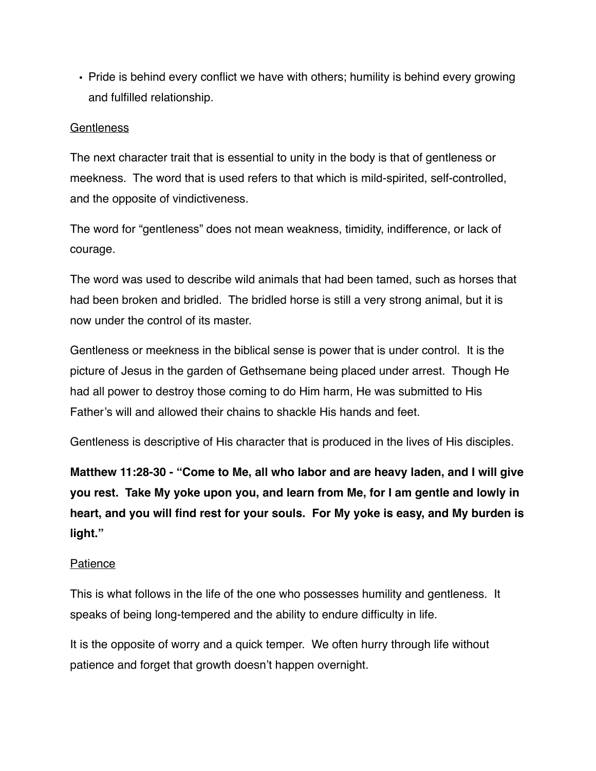- Pride is behind every conflict we have with others; humility is behind every growing and fulfilled relationship.

<u>Gentleness</u>

The next character trait that is essential to unity in the body is that of gentleness or meekness. The word that is used refers to that which is mild-spirited, self-controlled, and the opposite of vindictiveness.

The word for "gentleness" does not mean weakness, timidity, indifference, or lack of courage.

The word was used to describe wild animals that had been tamed, such as horses that had been broken and bridled. The bridled horse is still a very strong animal, but it is now under the control of its master.

Gentleness or meekness in the biblical sense is power that is under control. It is the picture of Jesus in the garden of Gethsemane being placed under arrest. Though He had all power to destroy those coming to do Him harm, He was submitted to His Father's will and allowed their chains to shackle His hands and feet.

Gentleness is descriptive of His character that is produced in the lives of His disciples.

**Matthew 11:28-30 - "Come to Me, all who labor and are heavy laden, and I will give you rest. Take My yoke upon you, and learn from Me, for I am gentle and lowly in heart, and you will find rest for your souls. For My yoke is easy, and My burden is light."**

<u>Patience</u>

This is what follows in the life of the one who possesses humility and gentleness. It speaks of being long-tempered and the ability to endure difficulty in life.

It is the opposite of worry and a quick temper. We often hurry through life without patience and forget that growth doesn't happen overnight.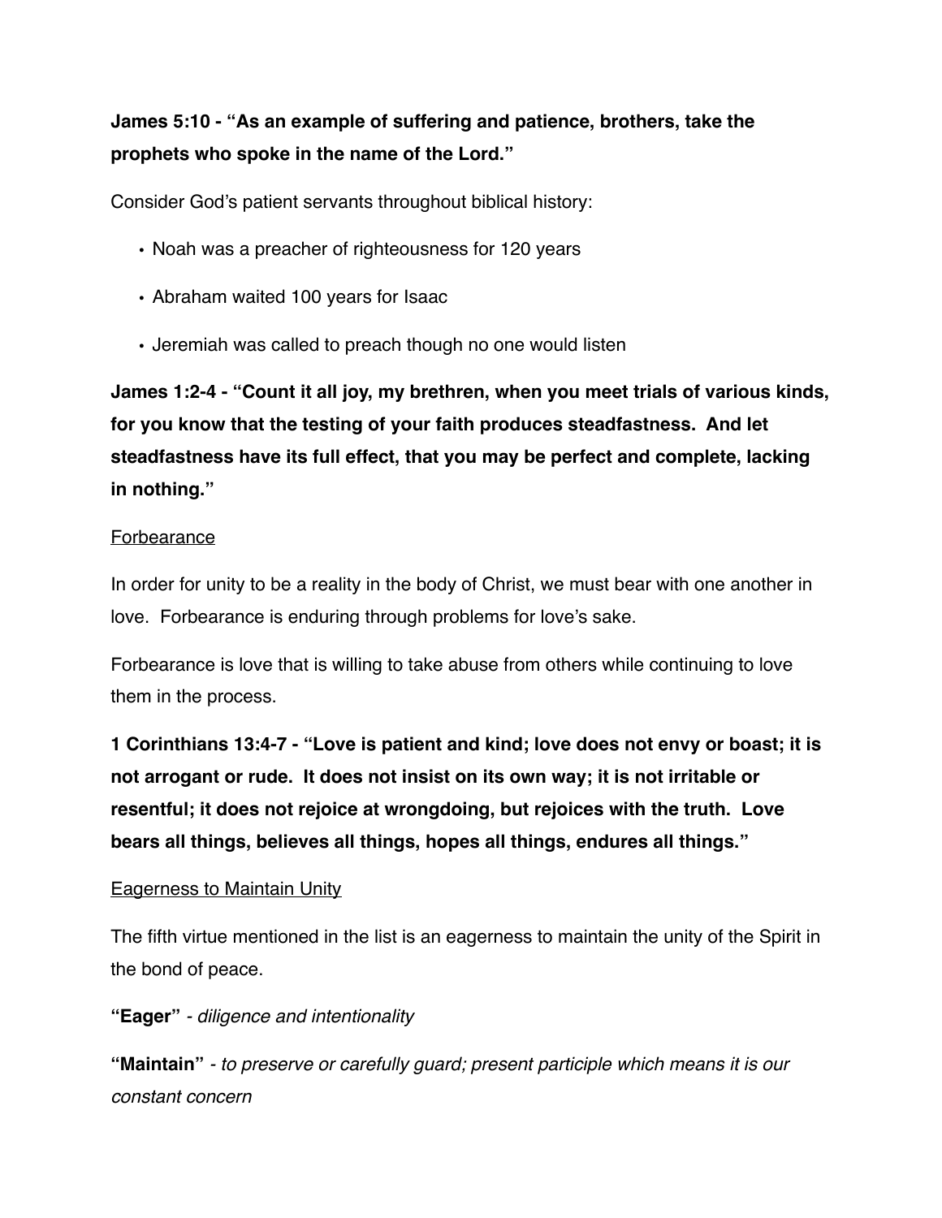**James 5:10 - "As an example of suffering and patience, brothers, take the prophets who spoke in the name of the Lord."**

Consider God's patient servants throughout biblical history:

- Noah was a preacher of righteousness for 120 years
- Abraham waited 100 years for Isaac
- Jeremiah was called to preach though no one would listen

**James 1:2-4 - "Count it all joy, my brethren, when you meet trials of various kinds, for you know that the testing of your faith produces steadfastness. And let steadfastness have its full effect, that you may be perfect and complete, lacking in nothing."**

<u>Forbearance</u>

In order for unity to be a reality in the body of Christ, we must bear with one another in love. Forbearance is enduring through problems for love's sake.

Forbearance is love that is willing to take abuse from others while continuing to love them in the process.

**1 Corinthians 13:4-7 - "Love is patient and kind; love does not envy or boast; it is not arrogant or rude. It does not insist on its own way; it is not irritable or resentful; it does not rejoice at wrongdoing, but rejoices with the truth. Love bears all things, believes all things, hopes all things, endures all things."**

<u>Eagerness to Maintain Unity</u>

The fifth virtue mentioned in the list is an eagerness to maintain the unity of the Spirit in the bond of peace.

**"Eager"** *- diligence and intentionality*

**"Maintain"** *- to preserve or carefully guard; present participle which means it is our constant concern*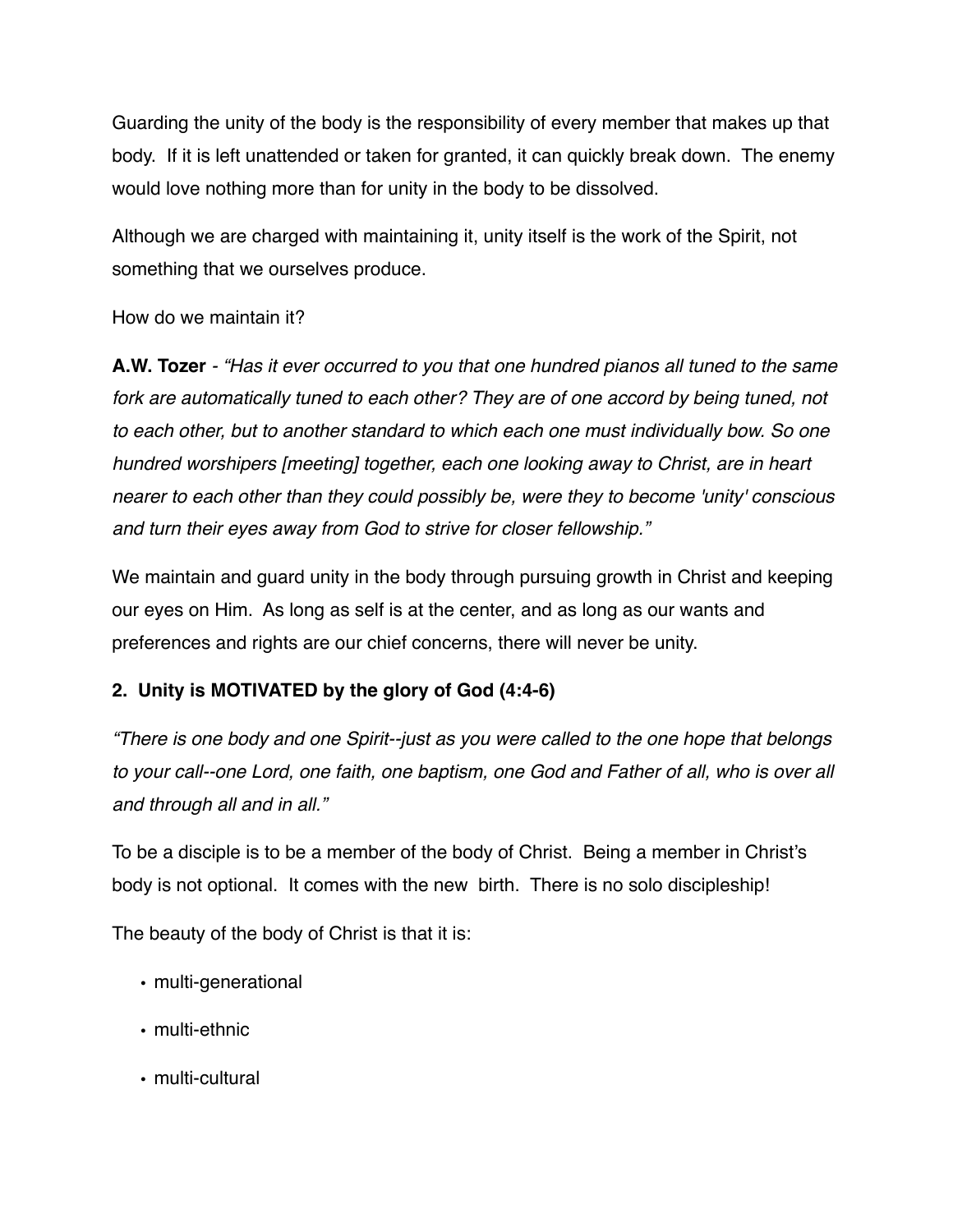Guarding the unity of the body is the responsibility of every member that makes up that body. If it is left unattended or taken for granted, it can quickly break down. The enemy would love nothing more than for unity in the body to be dissolved.

Although we are charged with maintaining it, unity itself is the work of the Spirit, not something that we ourselves produce.

How do we maintain it?

**A.W. Tozer** - *"Has it ever occurred to you that one hundred pianos all tuned to the same fork are automatically tuned to each other? They are of one accord by being tuned, not to each other, but to another standard to which each one must individually bow. So one hundred worshipers [meeting] together, each one looking away to Christ, are in heart nearer to each other than they could possibly be, were they to become 'unity' conscious and turn their eyes away from God to strive for closer fellowship."*

We maintain and guard unity in the body through pursuing growth in Christ and keeping our eyes on Him. As long as self is at the center, and as long as our wants and preferences and rights are our chief concerns, there will never be unity.

**2. Unity is MOTIVATED by the glory of God (4:4-6)**

*"There is one body and one Spirit--just as you were called to the one hope that belongs to your call--one Lord, one faith, one baptism, one God and Father of all, who is over all and through all and in all."*

To be a disciple is to be a member of the body of Christ. Being a member in Christ's body is not optional. It comes with the new birth. There is no solo discipleship!

The beauty of the body of Christ is that it is:

- multi-generational
- multi-ethnic
- multi-cultural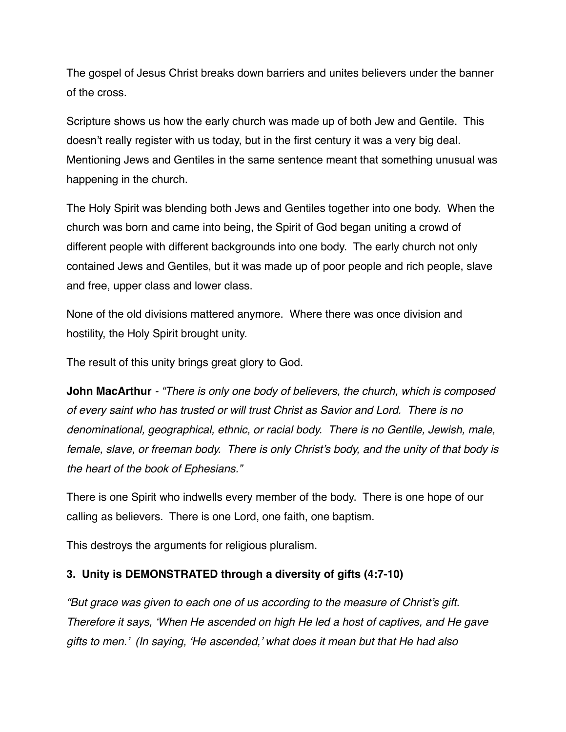The gospel of Jesus Christ breaks down barriers and unites believers under the banner of the cross.

Scripture shows us how the early church was made up of both Jew and Gentile. This doesn't really register with us today, but in the first century it was a very big deal. Mentioning Jews and Gentiles in the same sentence meant that something unusual was happening in the church.

The Holy Spirit was blending both Jews and Gentiles together into one body. When the church was born and came into being, the Spirit of God began uniting a crowd of different people with different backgrounds into one body. The early church not only contained Jews and Gentiles, but it was made up of poor people and rich people, slave and free, upper class and lower class.

None of the old divisions mattered anymore. Where there was once division and hostility, the Holy Spirit brought unity.

The result of this unity brings great glory to God.

**John MacArthur** - *"There is only one body of believers, the church, which is composed of every saint who has trusted or will trust Christ as Savior and Lord. There is no denominational, geographical, ethnic, or racial body. There is no Gentile, Jewish, male, female, slave, or freeman body. There is only Christ's body, and the unity of that body is the heart of the book of Ephesians."*

There is one Spirit who indwells every member of the body. There is one hope of our calling as believers. There is one Lord, one faith, one baptism.

This destroys the arguments for religious pluralism.

### 3. Unity is DEMONSTRATED through a diversity of gifts (4:7-10)

*"But grace was given to each one of us according to the measure of Christ's gift. Therefore it says, 'When He ascended on high He led a host of captives, and He gave gifts to men.' (In saying, 'He ascended,' what does it mean but that He had also*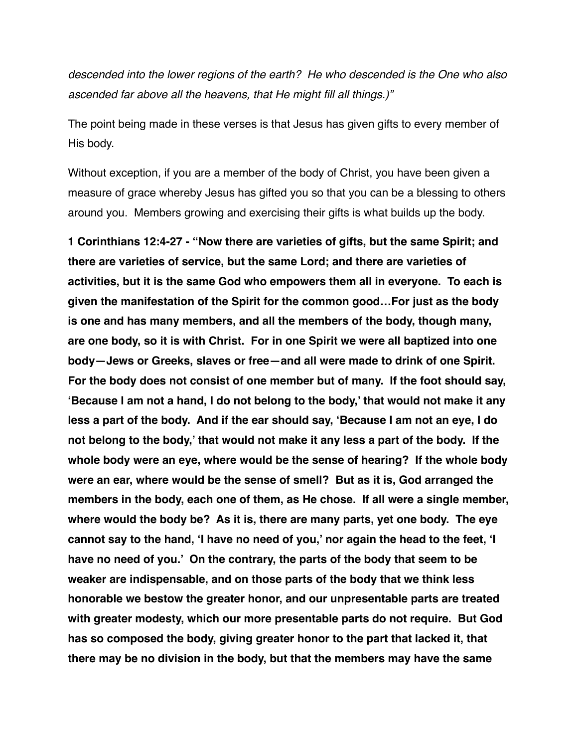*descended into the lower regions of the earth? He who descended is the One who also ascended far above all the heavens, that He might fill all things.)"*

The point being made in these verses is that Jesus has given gifts to every member of His body.

Without exception, if you are a member of the body of Christ, you have been given a measure of grace whereby Jesus has gifted you so that you can be a blessing to others around you. Members growing and exercising their gifts is what builds up the body.

**1 Corinthians 12:4-27 - "Now there are varieties of gifts, but the same Spirit; and there are varieties of service, but the same Lord; and there are varieties of activities, but it is the same God who empowers them all in everyone. To each is given the manifestation of the Spirit for the common good…For just as the body is one and has many members, and all the members of the body, though many, are one body, so it is with Christ. For in one Spirit we were all baptized into one body—Jews or Greeks, slaves or free—and all were made to drink of one Spirit. For the body does not consist of one member but of many. If the foot should say, 'Because I am not a hand, I do not belong to the body,' that would not make it any less a part of the body. And if the ear should say, 'Because I am not an eye, I do not belong to the body,' that would not make it any less a part of the body. If the whole body were an eye, where would be the sense of hearing? If the whole body were an ear, where would be the sense of smell? But as it is, God arranged the members in the body, each one of them, as He chose. If all were a single member, where would the body be? As it is, there are many parts, yet one body. The eye cannot say to the hand, 'I have no need of you,' nor again the head to the feet, 'I have no need of you.' On the contrary, the parts of the body that seem to be weaker are indispensable, and on those parts of the body that we think less honorable we bestow the greater honor, and our unpresentable parts are treated with greater modesty, which our more presentable parts do not require. But God has so composed the body, giving greater honor to the part that lacked it, that there may be no division in the body, but that the members may have the same**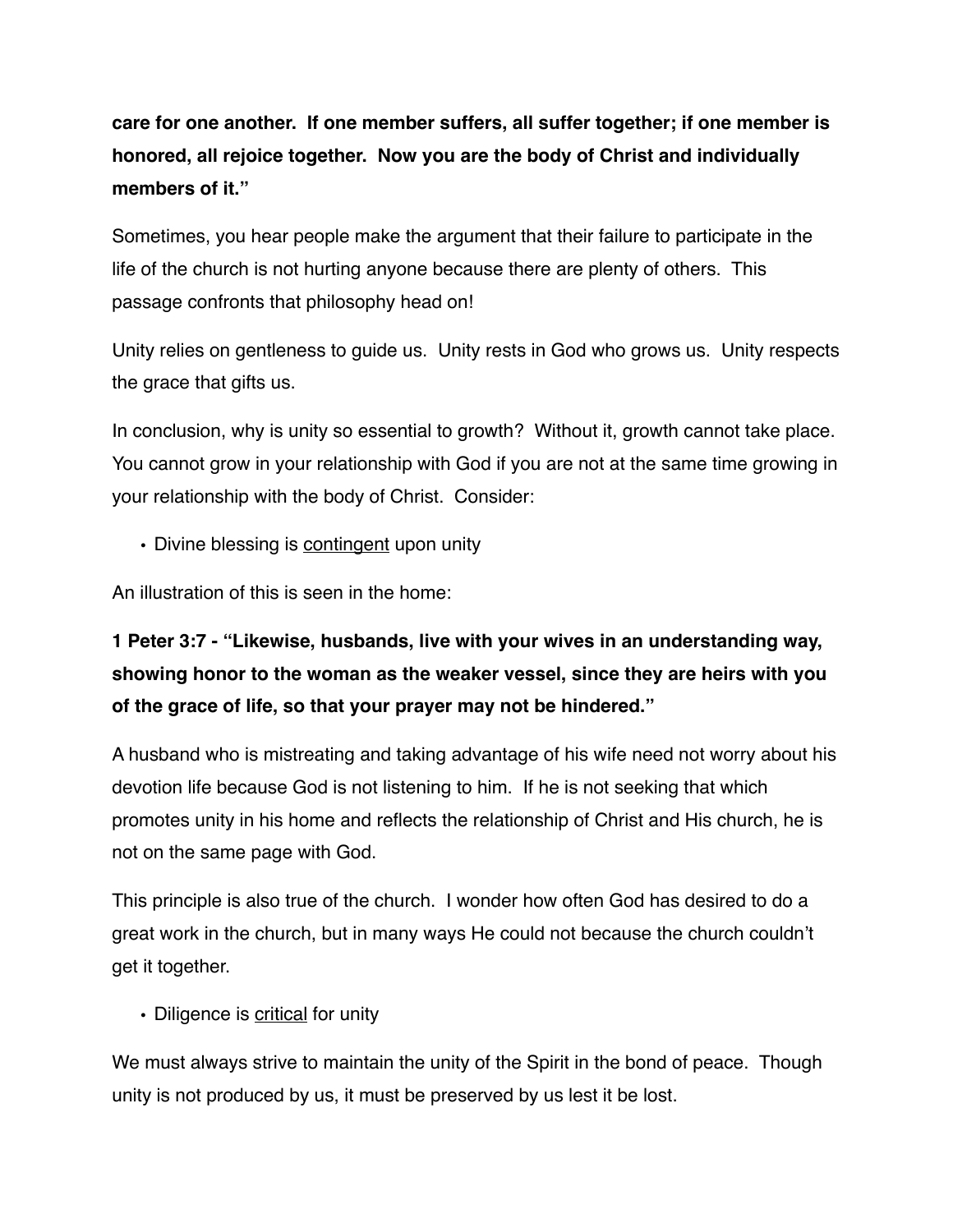**care for one another. If one member suffers, all suffer together; if one member is honored, all rejoice together. Now you are the body of Christ and individually members of it."**

Sometimes, you hear people make the argument that their failure to participate in the life of the church is not hurting anyone because there are plenty of others. This passage confronts that philosophy head on!

Unity relies on gentleness to guide us. Unity rests in God who grows us. Unity respects the grace that gifts us.

In conclusion, why is unity so essential to growth? Without it, growth cannot take place. You cannot grow in your relationship with God if you are not at the same time growing in your relationship with the body of Christ. Consider:

- Divine blessing is <u>contingent</u> upon unity

An illustration of this is seen in the home:

**1 Peter 3:7 - "Likewise, husbands, live with your wives in an understanding way, showing honor to the woman as the weaker vessel, since they are heirs with you of the grace of life, so that your prayer may not be hindered."**

A husband who is mistreating and taking advantage of his wife need not worry about his devotion life because God is not listening to him. If he is not seeking that which promotes unity in his home and reflects the relationship of Christ and His church, he is not on the same page with God.

This principle is also true of the church. I wonder how often God has desired to do a great work in the church, but in many ways He could not because the church couldn't get it together.

- Diligence is <u>critical</u> for unity

We must always strive to maintain the unity of the Spirit in the bond of peace. Though unity is not produced by us, it must be preserved by us lest it be lost.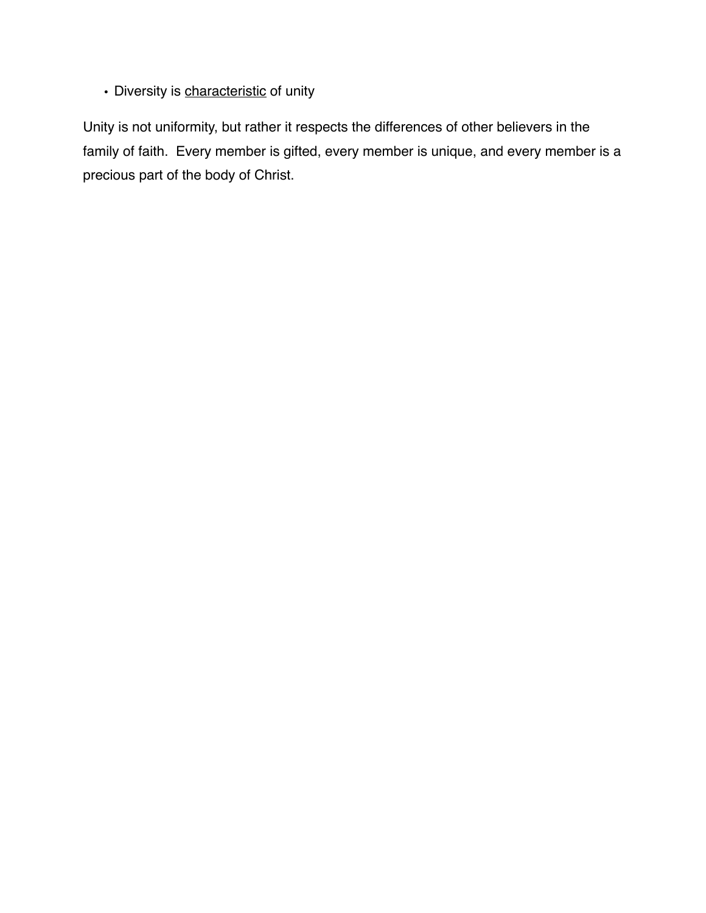- Diversity is <u>characteristic</u> of unity

Unity is not uniformity, but rather it respects the differences of other believers in the family of faith. Every member is gifted, every member is unique, and every member is a precious part of the body of Christ.